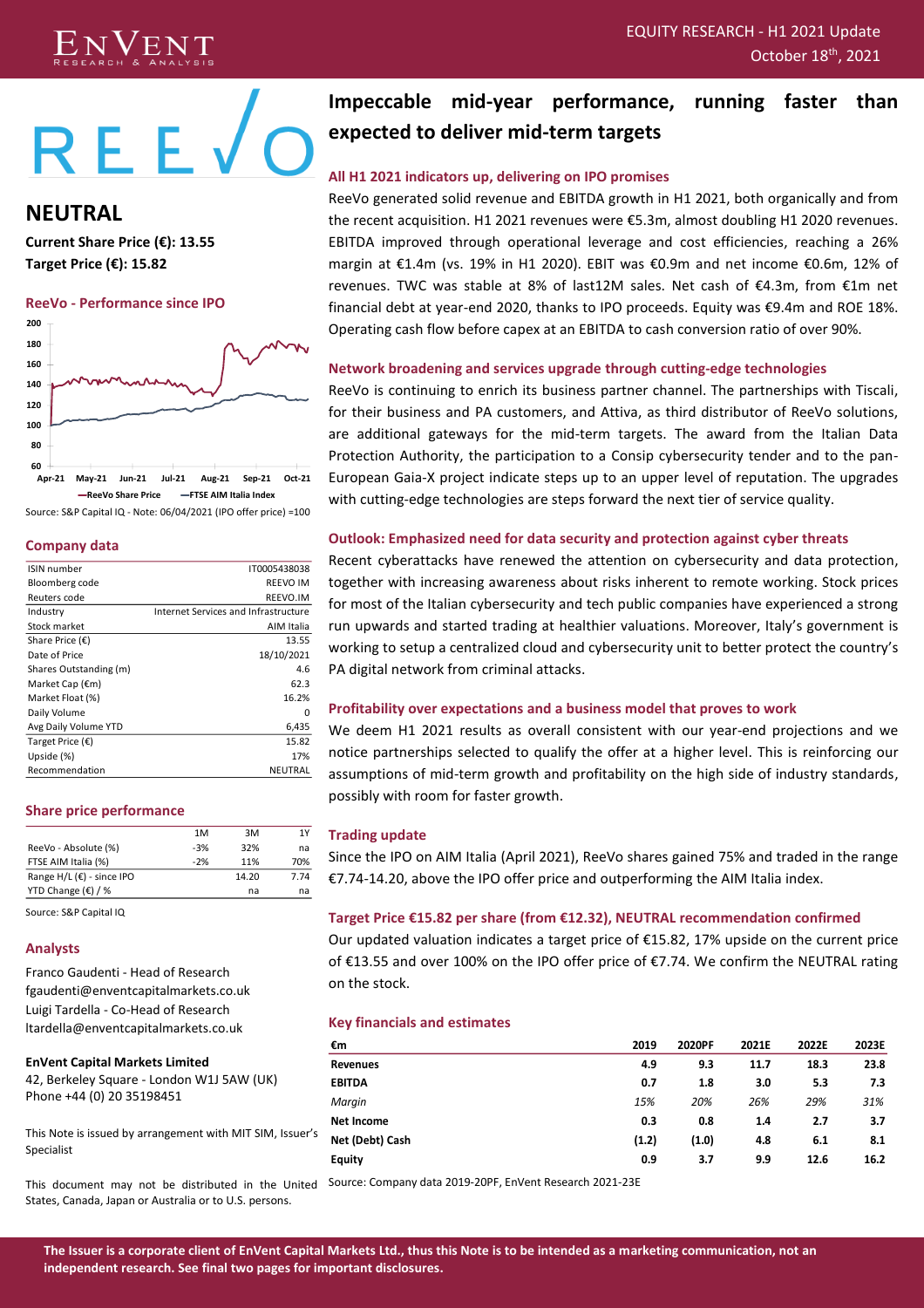EQUITY RESEARCH - H1 2021 Update
October 18th, 2021

# REEVO

## NEUTRAL

**Current Share Price (€): 13.55**
**Target Price (€): 15.82**

### ReeVo - Performance since IPO

Source: S&P Capital IQ - Note: 06/04/2021 (IPO offer price) =100

### Company data

| | |
|---|---|
| ISIN number | IT0005438038 |
| Bloomberg code | REEVO IM |
| Reuters code | REEVO.IM |
| Industry | Internet Services and Infrastructure |
| Stock market | AIM Italia |
| Share Price (€) | 13.55 |
| Date of Price | 18/10/2021 |
| Shares Outstanding (m) | 4.6 |
| Market Cap (€m) | 62.3 |
| Market Float (%) | 16.2% |
| Daily Volume | 0 |
| Avg Daily Volume YTD | 6,435 |
| Target Price (€) | 15.82 |
| Upside (%) | 17% |
| Recommendation | NEUTRAL |

### Share price performance

| | 1M | 3M | 1Y |
|---|---|---|---|
| ReeVo - Absolute (%) | -3% | 32% | na |
| FTSE AIM Italia (%) | -2% | 11% | 70% |
| Range H/L (€) - since IPO | | 14.20 | 7.74 |
| YTD Change (€) / % | | na | na |

Source: S&P Capital IQ

### Analysts

Franco Gaudenti - Head of Research
fgaudenti@enventcapitalmarkets.co.uk
Luigi Tardella - Co-Head of Research
ltardella@enventcapitalmarkets.co.uk

**EnVent Capital Markets Limited**
42, Berkeley Square - London W1J 5AW (UK)
Phone +44 (0) 20 35198451

This Note is issued by arrangement with MIT SIM, Issuer's Specialist

This document may not be distributed in the United States, Canada, Japan or Australia or to U.S. persons.

# Impeccable mid-year performance, running faster than expected to deliver mid-term targets

### All H1 2021 indicators up, delivering on IPO promises

ReeVo generated solid revenue and EBITDA growth in H1 2021, both organically and from the recent acquisition. H1 2021 revenues were €5.3m, almost doubling H1 2020 revenues. EBITDA improved through operational leverage and cost efficiencies, reaching a 26% margin at €1.4m (vs. 19% in H1 2020). EBIT was €0.9m and net income €0.6m, 12% of revenues. TWC was stable at 8% of last12M sales. Net cash of €4.3m, from €1m net financial debt at year-end 2020, thanks to IPO proceeds. Equity was €9.4m and ROE 18%. Operating cash flow before capex at an EBITDA to cash conversion ratio of over 90%.

### Network broadening and services upgrade through cutting-edge technologies

ReeVo is continuing to enrich its business partner channel. The partnerships with Tiscali, for their business and PA customers, and Attiva, as third distributor of ReeVo solutions, are additional gateways for the mid-term targets. The award from the Italian Data Protection Authority, the participation to a Consip cybersecurity tender and to the pan-European Gaia-X project indicate steps up to an upper level of reputation. The upgrades with cutting-edge technologies are steps forward the next tier of service quality.

### Outlook: Emphasized need for data security and protection against cyber threats

Recent cyberattacks have renewed the attention on cybersecurity and data protection, together with increasing awareness about risks inherent to remote working. Stock prices for most of the Italian cybersecurity and tech public companies have experienced a strong run upwards and started trading at healthier valuations. Moreover, Italy's government is working to setup a centralized cloud and cybersecurity unit to better protect the country's PA digital network from criminal attacks.

### Profitability over expectations and a business model that proves to work

We deem H1 2021 results as overall consistent with our year-end projections and we notice partnerships selected to qualify the offer at a higher level. This is reinforcing our assumptions of mid-term growth and profitability on the high side of industry standards, possibly with room for faster growth.

### Trading update

Since the IPO on AIM Italia (April 2021), ReeVo shares gained 75% and traded in the range €7.74-14.20, above the IPO offer price and outperforming the AIM Italia index.

### Target Price €15.82 per share (from €12.32), NEUTRAL recommendation confirmed

Our updated valuation indicates a target price of €15.82, 17% upside on the current price of €13.55 and over 100% on the IPO offer price of €7.74. We confirm the NEUTRAL rating on the stock.

### Key financials and estimates

| €m | 2019 | 2020PF | 2021E | 2022E | 2023E |
|---|---|---|---|---|---|
| **Revenues** | 4.9 | 9.3 | 11.7 | 18.3 | 23.8 |
| **EBITDA** | 0.7 | 1.8 | 3.0 | 5.3 | 7.3 |
| *Margin* | *15%* | *20%* | *26%* | *29%* | *31%* |
| **Net Income** | 0.3 | 0.8 | 1.4 | 2.7 | 3.7 |
| **Net (Debt) Cash** | (1.2) | (1.0) | 4.8 | 6.1 | 8.1 |
| **Equity** | 0.9 | 3.7 | 9.9 | 12.6 | 16.2 |

Source: Company data 2019-20PF, EnVent Research 2021-23E

**The Issuer is a corporate client of EnVent Capital Markets Ltd., thus this Note is to be intended as a marketing communication, not an independent research. See final two pages for important disclosures.**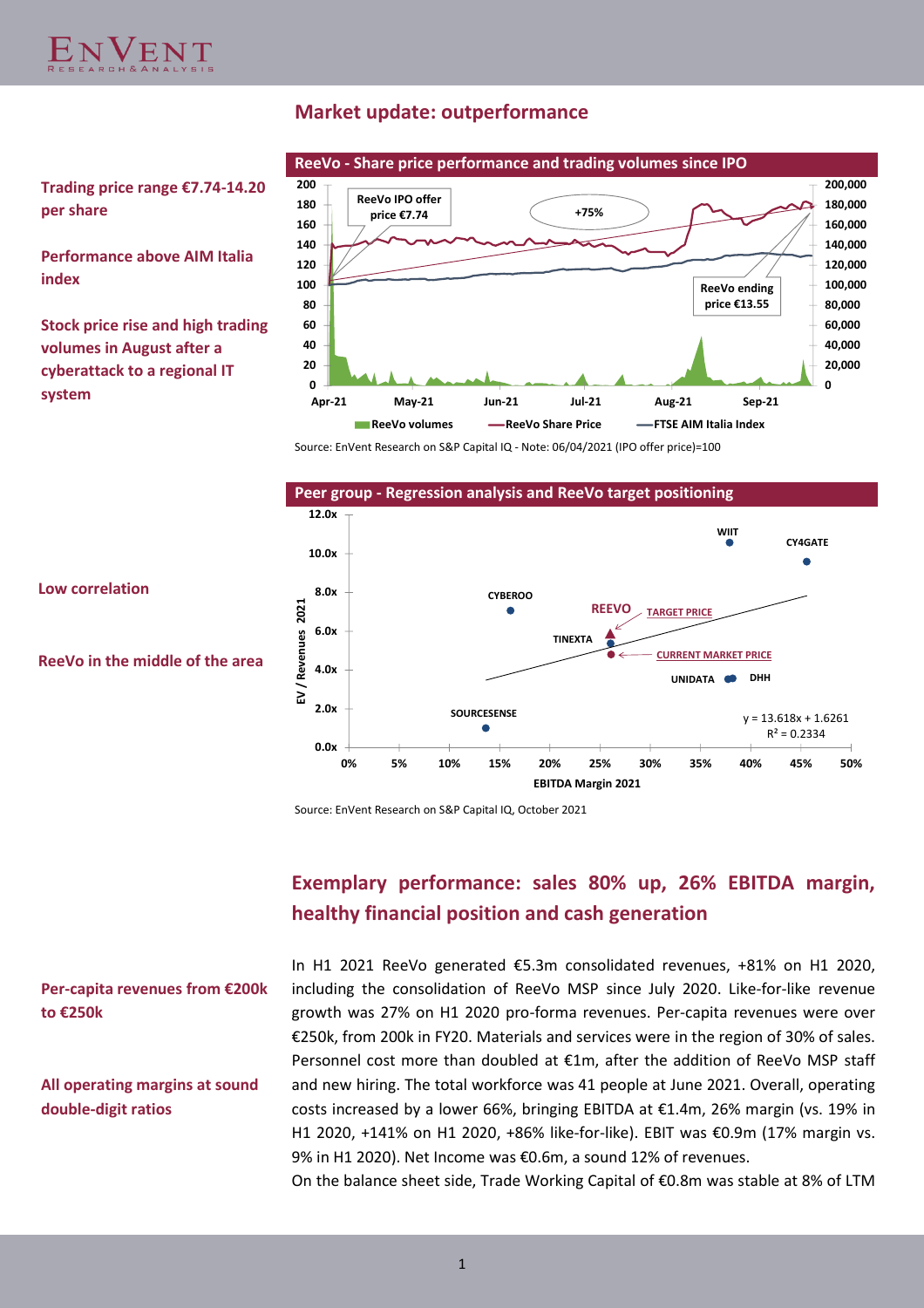## Market update: outperformance

**Trading price range €7.74-14.20 per share**

**Performance above AIM Italia index**

**Stock price rise and high trading volumes in August after a cyberattack to a regional IT system**

**ReeVo - Share price performance and trading volumes since IPO**

Source: EnVent Research on S&P Capital IQ - Note: 06/04/2021 (IPO offer price)=100

**Low correlation**

**ReeVo in the middle of the area**

**Peer group - Regression analysis and ReeVo target positioning**

Source: EnVent Research on S&P Capital IQ, October 2021

## Exemplary performance: sales 80% up, 26% EBITDA margin, healthy financial position and cash generation

**Per-capita revenues from €200k to €250k**

**All operating margins at sound double-digit ratios**

In H1 2021 ReeVo generated €5.3m consolidated revenues, +81% on H1 2020, including the consolidation of ReeVo MSP since July 2020. Like-for-like revenue growth was 27% on H1 2020 pro-forma revenues. Per-capita revenues were over €250k, from 200k in FY20. Materials and services were in the region of 30% of sales. Personnel cost more than doubled at €1m, after the addition of ReeVo MSP staff and new hiring. The total workforce was 41 people at June 2021. Overall, operating costs increased by a lower 66%, bringing EBITDA at €1.4m, 26% margin (vs. 19% in H1 2020, +141% on H1 2020, +86% like-for-like). EBIT was €0.9m (17% margin vs. 9% in H1 2020). Net Income was €0.6m, a sound 12% of revenues.

On the balance sheet side, Trade Working Capital of €0.8m was stable at 8% of LTM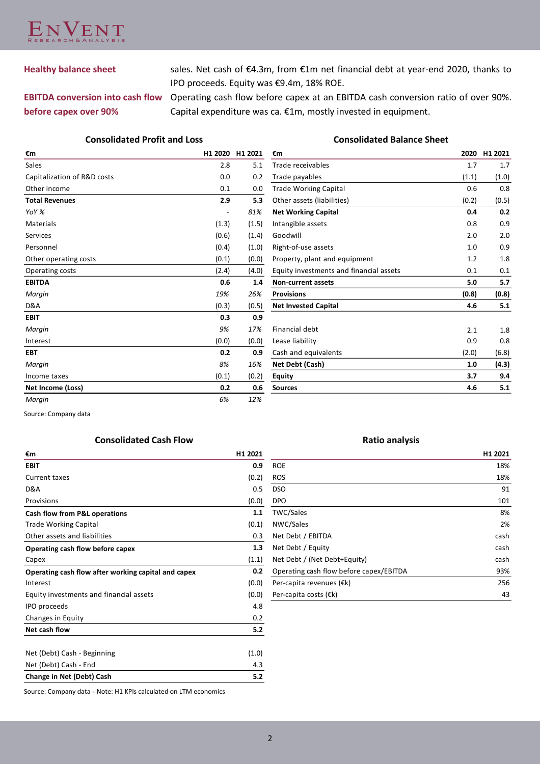**Healthy balance sheet** sales. Net cash of €4.3m, from €1m net financial debt at year-end 2020, thanks to IPO proceeds. Equity was €9.4m, 18% ROE.

**EBITDA conversion into cash flow before capex over 90%** Operating cash flow before capex at an EBITDA cash conversion ratio of over 90%. Capital expenditure was ca. €1m, mostly invested in equipment.

### Consolidated Profit and Loss

| €m | H1 2020 | H1 2021 |
|---|---|---|
| Sales | 2.8 | 5.1 |
| Capitalization of R&D costs | 0.0 | 0.2 |
| Other income | 0.1 | 0.0 |
| **Total Revenues** | **2.9** | **5.3** |
| *YoY %* | - | *81%* |
| Materials | (1.3) | (1.5) |
| Services | (0.6) | (1.4) |
| Personnel | (0.4) | (1.0) |
| Other operating costs | (0.1) | (0.0) |
| Operating costs | (2.4) | (4.0) |
| **EBITDA** | **0.6** | **1.4** |
| *Margin* | *19%* | *26%* |
| D&A | (0.3) | (0.5) |
| **EBIT** | **0.3** | **0.9** |
| *Margin* | *9%* | *17%* |
| Interest | (0.0) | (0.0) |
| **EBT** | **0.2** | **0.9** |
| *Margin* | *8%* | *16%* |
| Income taxes | (0.1) | (0.2) |
| **Net Income (Loss)** | **0.2** | **0.6** |
| *Margin* | *6%* | *12%* |

### Consolidated Balance Sheet

| €m | 2020 | H1 2021 |
|---|---|---|
| Trade receivables | 1.7 | 1.7 |
| Trade payables | (1.1) | (1.0) |
| Trade Working Capital | 0.6 | 0.8 |
| Other assets (liabilities) | (0.2) | (0.5) |
| **Net Working Capital** | **0.4** | **0.2** |
| Intangible assets | 0.8 | 0.9 |
| Goodwill | 2.0 | 2.0 |
| Right-of-use assets | 1.0 | 0.9 |
| Property, plant and equipment | 1.2 | 1.8 |
| Equity investments and financial assets | 0.1 | 0.1 |
| **Non-current assets** | **5.0** | **5.7** |
| **Provisions** | **(0.8)** | **(0.8)** |
| **Net Invested Capital** | **4.6** | **5.1** |
| Financial debt | 2.1 | 1.8 |
| Lease liability | 0.9 | 0.8 |
| Cash and equivalents | (2.0) | (6.8) |
| **Net Debt (Cash)** | **1.0** | **(4.3)** |
| **Equity** | **3.7** | **9.4** |
| **Sources** | **4.6** | **5.1** |

Source: Company data

### Consolidated Cash Flow

| €m | H1 2021 |
|---|---|
| **EBIT** | **0.9** |
| Current taxes | (0.2) |
| D&A | 0.5 |
| Provisions | (0.0) |
| **Cash flow from P&L operations** | **1.1** |
| Trade Working Capital | (0.1) |
| Other assets and liabilities | 0.3 |
| **Operating cash flow before capex** | **1.3** |
| Capex | (1.1) |
| **Operating cash flow after working capital and capex** | **0.2** |
| Interest | (0.0) |
| Equity investments and financial assets | (0.0) |
| IPO proceeds | 4.8 |
| Changes in Equity | 0.2 |
| **Net cash flow** | **5.2** |
| Net (Debt) Cash - Beginning | (1.0) |
| Net (Debt) Cash - End | 4.3 |
| **Change in Net (Debt) Cash** | **5.2** |

### Ratio analysis

| | H1 2021 |
|---|---|
| ROE | 18% |
| ROS | 18% |
| DSO | 91 |
| DPO | 101 |
| TWC/Sales | 8% |
| NWC/Sales | 2% |
| Net Debt / EBITDA | cash |
| Net Debt / Equity | cash |
| Net Debt / (Net Debt+Equity) | cash |
| Operating cash flow before capex/EBITDA | 93% |
| Per-capita revenues (€k) | 256 |
| Per-capita costs (€k) | 43 |

Source: Company data - Note: H1 KPIs calculated on LTM economics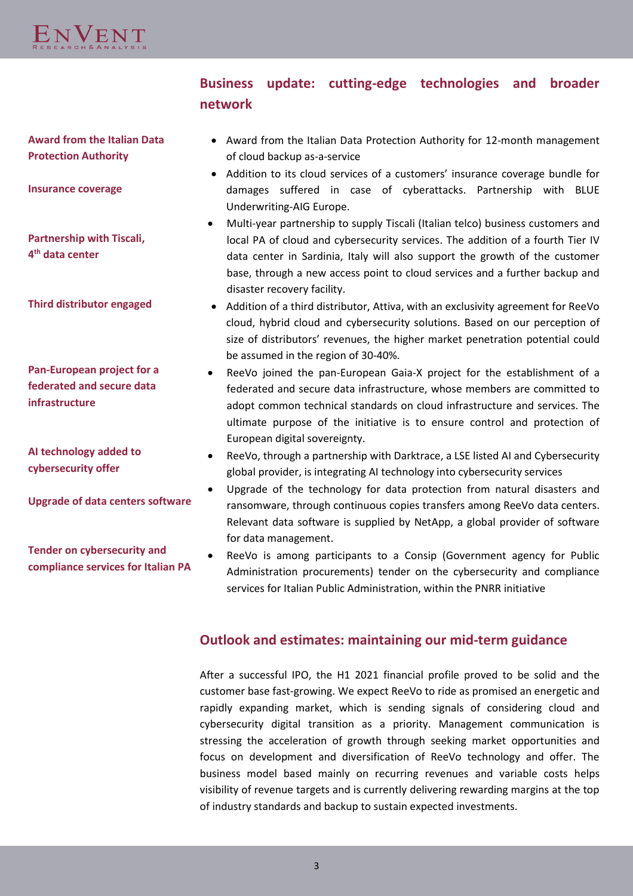## Business update: cutting-edge technologies and broader network

**Award from the Italian Data Protection Authority**

- Award from the Italian Data Protection Authority for 12-month management of cloud backup as-a-service

**Insurance coverage**

- Addition to its cloud services of a customers' insurance coverage bundle for damages suffered in case of cyberattacks. Partnership with BLUE Underwriting-AIG Europe.

**Partnership with Tiscali, 4th data center**

- Multi-year partnership to supply Tiscali (Italian telco) business customers and local PA of cloud and cybersecurity services. The addition of a fourth Tier IV data center in Sardinia, Italy will also support the growth of the customer base, through a new access point to cloud services and a further backup and disaster recovery facility.

**Third distributor engaged**

- Addition of a third distributor, Attiva, with an exclusivity agreement for ReeVo cloud, hybrid cloud and cybersecurity solutions. Based on our perception of size of distributors' revenues, the higher market penetration potential could be assumed in the region of 30-40%.

**Pan-European project for a federated and secure data infrastructure**

- ReeVo joined the pan-European Gaia-X project for the establishment of a federated and secure data infrastructure, whose members are committed to adopt common technical standards on cloud infrastructure and services. The ultimate purpose of the initiative is to ensure control and protection of European digital sovereignty.

**AI technology added to cybersecurity offer**

- ReeVo, through a partnership with Darktrace, a LSE listed AI and Cybersecurity global provider, is integrating AI technology into cybersecurity services

**Upgrade of data centers software**

- Upgrade of the technology for data protection from natural disasters and ransomware, through continuous copies transfers among ReeVo data centers. Relevant data software is supplied by NetApp, a global provider of software for data management.

**Tender on cybersecurity and compliance services for Italian PA**

- ReeVo is among participants to a Consip (Government agency for Public Administration procurements) tender on the cybersecurity and compliance services for Italian Public Administration, within the PNRR initiative

## Outlook and estimates: maintaining our mid-term guidance

After a successful IPO, the H1 2021 financial profile proved to be solid and the customer base fast-growing. We expect ReeVo to ride as promised an energetic and rapidly expanding market, which is sending signals of considering cloud and cybersecurity digital transition as a priority. Management communication is stressing the acceleration of growth through seeking market opportunities and focus on development and diversification of ReeVo technology and offer. The business model based mainly on recurring revenues and variable costs helps visibility of revenue targets and is currently delivering rewarding margins at the top of industry standards and backup to sustain expected investments.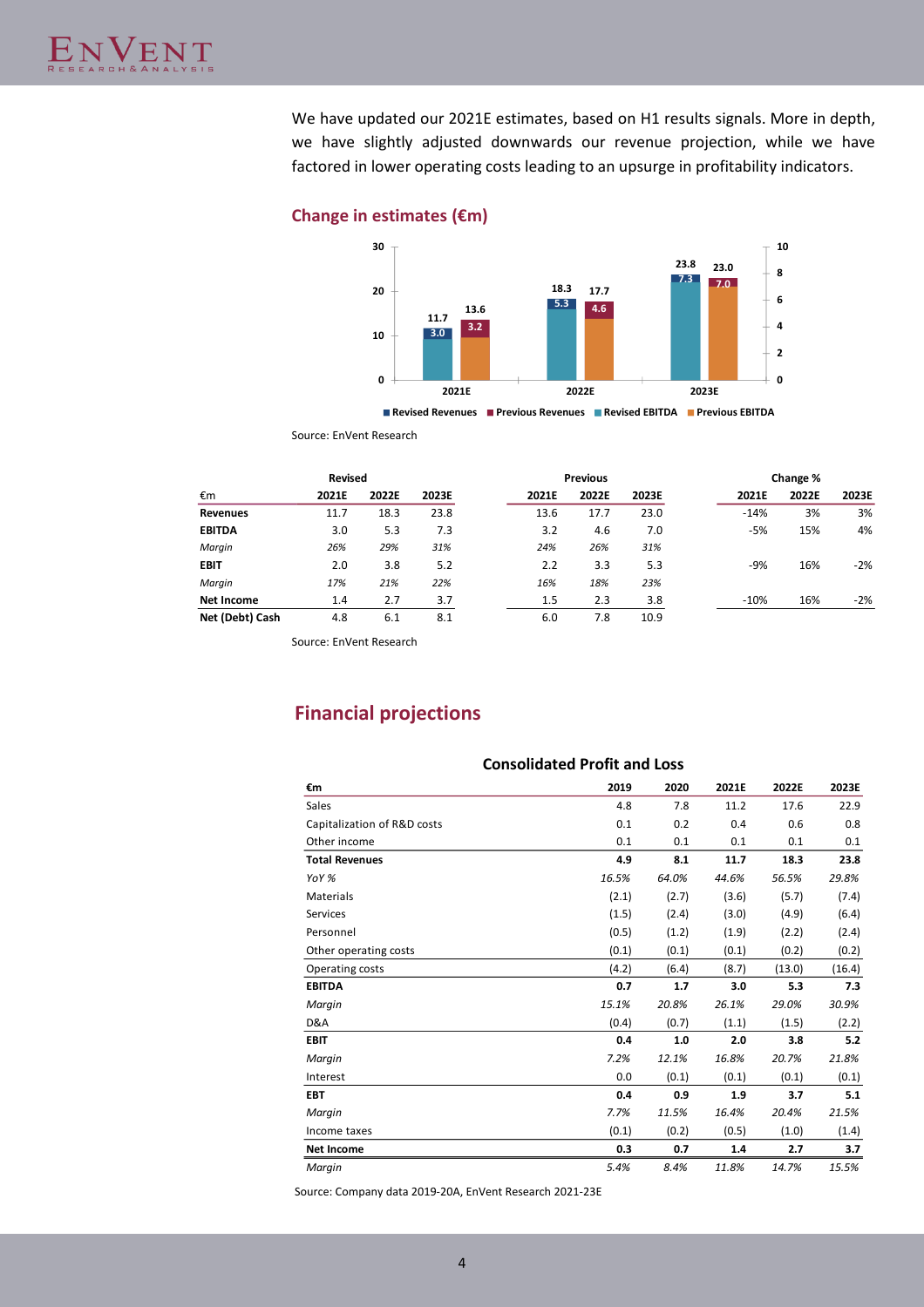We have updated our 2021E estimates, based on H1 results signals. More in depth, we have slightly adjusted downwards our revenue projection, while we have factored in lower operating costs leading to an upsurge in profitability indicators.

### Change in estimates (€m)

| | Revised Revenues | Previous Revenues | Revised EBITDA | Previous EBITDA |
|---|---|---|---|---|
| 2021E | 11.7 | 13.6 | 3.0 | 3.2 |
| 2022E | 18.3 | 17.7 | 5.3 | 4.6 |
| 2023E | 23.8 | 23.0 | 7.3 | 7.0 |

Source: EnVent Research

| | Revised | | | Previous | | | Change % | | |
|---|---|---|---|---|---|---|---|---|---|
| €m | 2021E | 2022E | 2023E | 2021E | 2022E | 2023E | 2021E | 2022E | 2023E |
| **Revenues** | 11.7 | 18.3 | 23.8 | 13.6 | 17.7 | 23.0 | -14% | 3% | 3% |
| **EBITDA** | 3.0 | 5.3 | 7.3 | 3.2 | 4.6 | 7.0 | -5% | 15% | 4% |
| *Margin* | *26%* | *29%* | *31%* | *24%* | *26%* | *31%* | | | |
| **EBIT** | 2.0 | 3.8 | 5.2 | 2.2 | 3.3 | 5.3 | -9% | 16% | -2% |
| *Margin* | *17%* | *21%* | *22%* | *16%* | *18%* | *23%* | | | |
| **Net Income** | 1.4 | 2.7 | 3.7 | 1.5 | 2.3 | 3.8 | -10% | 16% | -2% |
| **Net (Debt) Cash** | 4.8 | 6.1 | 8.1 | 6.0 | 7.8 | 10.9 | | | |

Source: EnVent Research

## Financial projections

### Consolidated Profit and Loss

| €m | 2019 | 2020 | 2021E | 2022E | 2023E |
|---|---|---|---|---|---|
| Sales | 4.8 | 7.8 | 11.2 | 17.6 | 22.9 |
| Capitalization of R&D costs | 0.1 | 0.2 | 0.4 | 0.6 | 0.8 |
| Other income | 0.1 | 0.1 | 0.1 | 0.1 | 0.1 |
| **Total Revenues** | **4.9** | **8.1** | **11.7** | **18.3** | **23.8** |
| *YoY %* | *16.5%* | *64.0%* | *44.6%* | *56.5%* | *29.8%* |
| Materials | (2.1) | (2.7) | (3.6) | (5.7) | (7.4) |
| Services | (1.5) | (2.4) | (3.0) | (4.9) | (6.4) |
| Personnel | (0.5) | (1.2) | (1.9) | (2.2) | (2.4) |
| Other operating costs | (0.1) | (0.1) | (0.1) | (0.2) | (0.2) |
| Operating costs | (4.2) | (6.4) | (8.7) | (13.0) | (16.4) |
| **EBITDA** | **0.7** | **1.7** | **3.0** | **5.3** | **7.3** |
| *Margin* | *15.1%* | *20.8%* | *26.1%* | *29.0%* | *30.9%* |
| D&A | (0.4) | (0.7) | (1.1) | (1.5) | (2.2) |
| **EBIT** | **0.4** | **1.0** | **2.0** | **3.8** | **5.2** |
| *Margin* | *7.2%* | *12.1%* | *16.8%* | *20.7%* | *21.8%* |
| Interest | 0.0 | (0.1) | (0.1) | (0.1) | (0.1) |
| **EBT** | **0.4** | **0.9** | **1.9** | **3.7** | **5.1** |
| *Margin* | *7.7%* | *11.5%* | *16.4%* | *20.4%* | *21.5%* |
| Income taxes | (0.1) | (0.2) | (0.5) | (1.0) | (1.4) |
| **Net Income** | **0.3** | **0.7** | **1.4** | **2.7** | **3.7** |
| *Margin* | *5.4%* | *8.4%* | *11.8%* | *14.7%* | *15.5%* |

Source: Company data 2019-20A, EnVent Research 2021-23E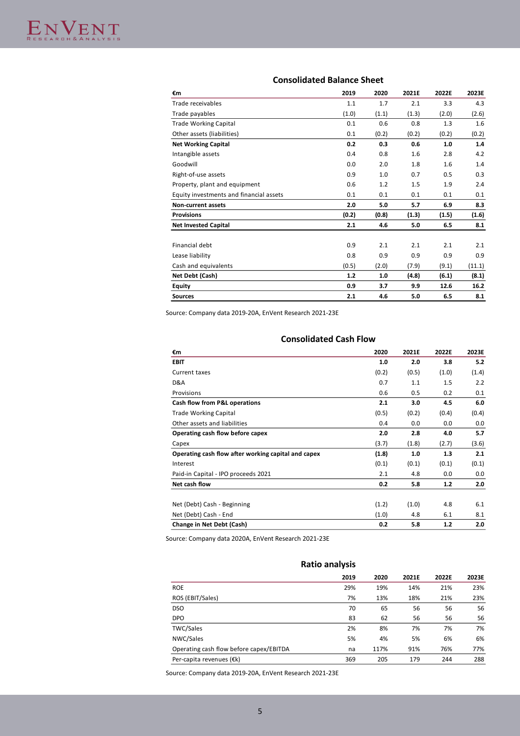## Consolidated Balance Sheet

| €m | 2019 | 2020 | 2021E | 2022E | 2023E |
|---|---|---|---|---|---|
| Trade receivables | 1.1 | 1.7 | 2.1 | 3.3 | 4.3 |
| Trade payables | (1.0) | (1.1) | (1.3) | (2.0) | (2.6) |
| Trade Working Capital | 0.1 | 0.6 | 0.8 | 1.3 | 1.6 |
| Other assets (liabilities) | 0.1 | (0.2) | (0.2) | (0.2) | (0.2) |
| **Net Working Capital** | **0.2** | **0.3** | **0.6** | **1.0** | **1.4** |
| Intangible assets | 0.4 | 0.8 | 1.6 | 2.8 | 4.2 |
| Goodwill | 0.0 | 2.0 | 1.8 | 1.6 | 1.4 |
| Right-of-use assets | 0.9 | 1.0 | 0.7 | 0.5 | 0.3 |
| Property, plant and equipment | 0.6 | 1.2 | 1.5 | 1.9 | 2.4 |
| Equity investments and financial assets | 0.1 | 0.1 | 0.1 | 0.1 | 0.1 |
| **Non-current assets** | **2.0** | **5.0** | **5.7** | **6.9** | **8.3** |
| **Provisions** | **(0.2)** | **(0.8)** | **(1.3)** | **(1.5)** | **(1.6)** |
| **Net Invested Capital** | **2.1** | **4.6** | **5.0** | **6.5** | **8.1** |
| | | | | | |
| Financial debt | 0.9 | 2.1 | 2.1 | 2.1 | 2.1 |
| Lease liability | 0.8 | 0.9 | 0.9 | 0.9 | 0.9 |
| Cash and equivalents | (0.5) | (2.0) | (7.9) | (9.1) | (11.1) |
| **Net Debt (Cash)** | **1.2** | **1.0** | **(4.8)** | **(6.1)** | **(8.1)** |
| **Equity** | **0.9** | **3.7** | **9.9** | **12.6** | **16.2** |
| **Sources** | **2.1** | **4.6** | **5.0** | **6.5** | **8.1** |

Source: Company data 2019-20A, EnVent Research 2021-23E

## Consolidated Cash Flow

| €m | 2020 | 2021E | 2022E | 2023E |
|---|---|---|---|---|
| **EBIT** | **1.0** | **2.0** | **3.8** | **5.2** |
| Current taxes | (0.2) | (0.5) | (1.0) | (1.4) |
| D&A | 0.7 | 1.1 | 1.5 | 2.2 |
| Provisions | 0.6 | 0.5 | 0.2 | 0.1 |
| **Cash flow from P&L operations** | **2.1** | **3.0** | **4.5** | **6.0** |
| Trade Working Capital | (0.5) | (0.2) | (0.4) | (0.4) |
| Other assets and liabilities | 0.4 | 0.0 | 0.0 | 0.0 |
| **Operating cash flow before capex** | **2.0** | **2.8** | **4.0** | **5.7** |
| Capex | (3.7) | (1.8) | (2.7) | (3.6) |
| **Operating cash flow after working capital and capex** | **(1.8)** | **1.0** | **1.3** | **2.1** |
| Interest | (0.1) | (0.1) | (0.1) | (0.1) |
| Paid-in Capital - IPO proceeds 2021 | 2.1 | 4.8 | 0.0 | 0.0 |
| **Net cash flow** | **0.2** | **5.8** | **1.2** | **2.0** |
| | | | | |
| Net (Debt) Cash - Beginning | (1.2) | (1.0) | 4.8 | 6.1 |
| Net (Debt) Cash - End | (1.0) | 4.8 | 6.1 | 8.1 |
| **Change in Net Debt (Cash)** | **0.2** | **5.8** | **1.2** | **2.0** |

Source: Company data 2020A, EnVent Research 2021-23E

## Ratio analysis

| | 2019 | 2020 | 2021E | 2022E | 2023E |
|---|---|---|---|---|---|
| ROE | 29% | 19% | 14% | 21% | 23% |
| ROS (EBIT/Sales) | 7% | 13% | 18% | 21% | 23% |
| DSO | 70 | 65 | 56 | 56 | 56 |
| DPO | 83 | 62 | 56 | 56 | 56 |
| TWC/Sales | 2% | 8% | 7% | 7% | 7% |
| NWC/Sales | 5% | 4% | 5% | 6% | 6% |
| Operating cash flow before capex/EBITDA | na | 117% | 91% | 76% | 77% |
| Per-capita revenues (€k) | 369 | 205 | 179 | 244 | 288 |

Source: Company data 2019-20A, EnVent Research 2021-23E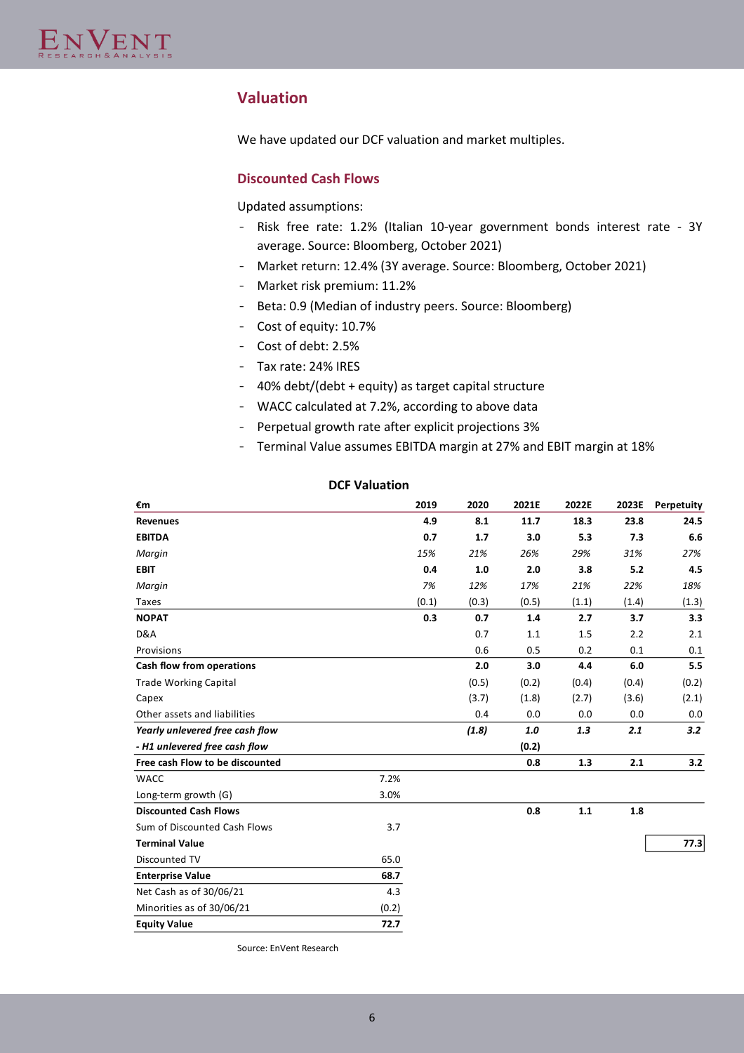## Valuation

We have updated our DCF valuation and market multiples.

### Discounted Cash Flows

Updated assumptions:

- Risk free rate: 1.2% (Italian 10-year government bonds interest rate - 3Y average. Source: Bloomberg, October 2021)
- Market return: 12.4% (3Y average. Source: Bloomberg, October 2021)
- Market risk premium: 11.2%
- Beta: 0.9 (Median of industry peers. Source: Bloomberg)
- Cost of equity: 10.7%
- Cost of debt: 2.5%
- Tax rate: 24% IRES
- 40% debt/(debt + equity) as target capital structure
- WACC calculated at 7.2%, according to above data
- Perpetual growth rate after explicit projections 3%
- Terminal Value assumes EBITDA margin at 27% and EBIT margin at 18%

**DCF Valuation**

| €m | | 2019 | 2020 | 2021E | 2022E | 2023E | Perpetuity |
|---|---|---|---|---|---|---|---|
| **Revenues** | | **4.9** | **8.1** | **11.7** | **18.3** | **23.8** | **24.5** |
| **EBITDA** | | **0.7** | **1.7** | **3.0** | **5.3** | **7.3** | **6.6** |
| *Margin* | | *15%* | *21%* | *26%* | *29%* | *31%* | *27%* |
| **EBIT** | | **0.4** | **1.0** | **2.0** | **3.8** | **5.2** | **4.5** |
| *Margin* | | *7%* | *12%* | *17%* | *21%* | *22%* | *18%* |
| Taxes | | (0.1) | (0.3) | (0.5) | (1.1) | (1.4) | (1.3) |
| **NOPAT** | | **0.3** | **0.7** | **1.4** | **2.7** | **3.7** | **3.3** |
| D&A | | | 0.7 | 1.1 | 1.5 | 2.2 | 2.1 |
| Provisions | | | 0.6 | 0.5 | 0.2 | 0.1 | 0.1 |
| **Cash flow from operations** | | | **2.0** | **3.0** | **4.4** | **6.0** | **5.5** |
| Trade Working Capital | | | (0.5) | (0.2) | (0.4) | (0.4) | (0.2) |
| Capex | | | (3.7) | (1.8) | (2.7) | (3.6) | (2.1) |
| Other assets and liabilities | | | 0.4 | 0.0 | 0.0 | 0.0 | 0.0 |
| ***Yearly unlevered free cash flow*** | | | ***(1.8)*** | ***1.0*** | ***1.3*** | ***2.1*** | ***3.2*** |
| ***- H1 unlevered free cash flow*** | | | | ***(0.2)*** | | | |
| **Free cash Flow to be discounted** | | | | **0.8** | **1.3** | **2.1** | **3.2** |
| WACC | 7.2% | | | | | | |
| Long-term growth (G) | 3.0% | | | | | | |
| **Discounted Cash Flows** | | | | **0.8** | **1.1** | **1.8** | |
| Sum of Discounted Cash Flows | 3.7 | | | | | | |
| **Terminal Value** | | | | | | | **77.3** |
| Discounted TV | 65.0 | | | | | | |
| **Enterprise Value** | **68.7** | | | | | | |
| Net Cash as of 30/06/21 | 4.3 | | | | | | |
| Minorities as of 30/06/21 | (0.2) | | | | | | |
| **Equity Value** | **72.7** | | | | | | |

Source: EnVent Research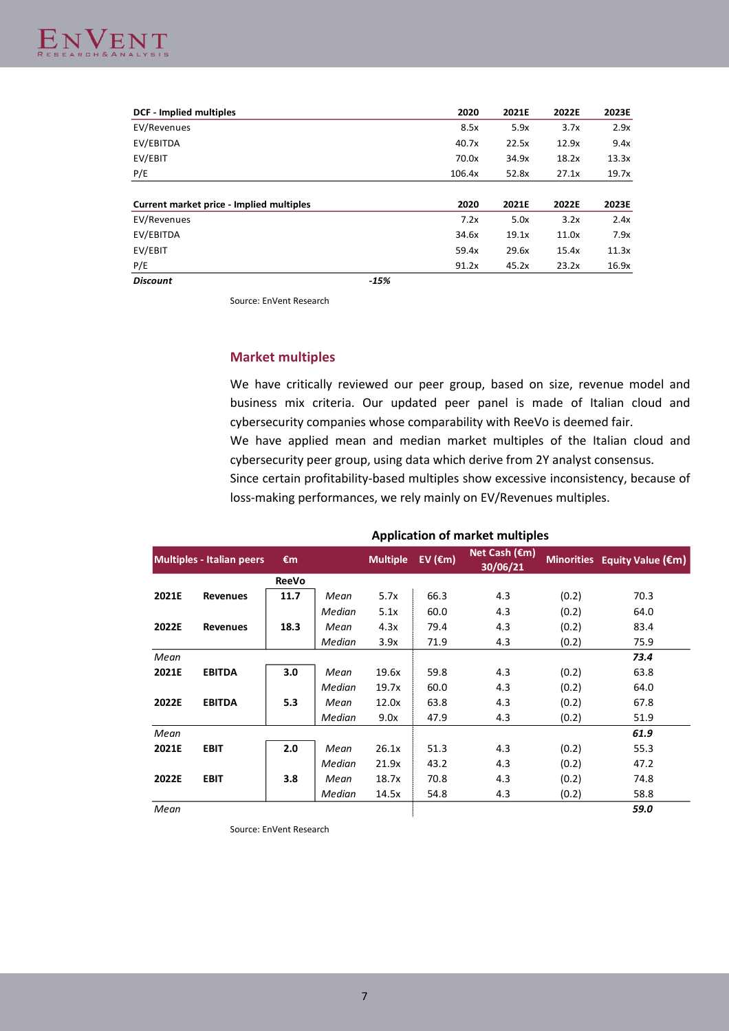| DCF - Implied multiples | 2020 | 2021E | 2022E | 2023E |
|---|---|---|---|---|
| EV/Revenues | 8.5x | 5.9x | 3.7x | 2.9x |
| EV/EBITDA | 40.7x | 22.5x | 12.9x | 9.4x |
| EV/EBIT | 70.0x | 34.9x | 18.2x | 13.3x |
| P/E | 106.4x | 52.8x | 27.1x | 19.7x |

| Current market price - Implied multiples | | 2020 | 2021E | 2022E | 2023E |
|---|---|---|---|---|---|
| EV/Revenues | | 7.2x | 5.0x | 3.2x | 2.4x |
| EV/EBITDA | | 34.6x | 19.1x | 11.0x | 7.9x |
| EV/EBIT | | 59.4x | 29.6x | 15.4x | 11.3x |
| P/E | | 91.2x | 45.2x | 23.2x | 16.9x |
| ***Discount*** | *-15%* | | | | |

Source: EnVent Research

## Market multiples

We have critically reviewed our peer group, based on size, revenue model and business mix criteria. Our updated peer panel is made of Italian cloud and cybersecurity companies whose comparability with ReeVo is deemed fair.

We have applied mean and median market multiples of the Italian cloud and cybersecurity peer group, using data which derive from 2Y analyst consensus.

Since certain profitability-based multiples show excessive inconsistency, because of loss-making performances, we rely mainly on EV/Revenues multiples.

**Application of market multiples**

| Multiples - Italian peers | | €m | | Multiple | EV (€m) | Net Cash (€m) 30/06/21 | Minorities | Equity Value (€m) |
|---|---|---|---|---|---|---|---|---|
| | | **ReeVo** | | | | | | |
| **2021E** | **Revenues** | **11.7** | *Mean* | 5.7x | 66.3 | 4.3 | (0.2) | 70.3 |
| | | | *Median* | 5.1x | 60.0 | 4.3 | (0.2) | 64.0 |
| **2022E** | **Revenues** | **18.3** | *Mean* | 4.3x | 79.4 | 4.3 | (0.2) | 83.4 |
| | | | *Median* | 3.9x | 71.9 | 4.3 | (0.2) | 75.9 |
| *Mean* | | | | | | | | ***73.4*** |
| **2021E** | **EBITDA** | **3.0** | *Mean* | 19.6x | 59.8 | 4.3 | (0.2) | 63.8 |
| | | | *Median* | 19.7x | 60.0 | 4.3 | (0.2) | 64.0 |
| **2022E** | **EBITDA** | **5.3** | *Mean* | 12.0x | 63.8 | 4.3 | (0.2) | 67.8 |
| | | | *Median* | 9.0x | 47.9 | 4.3 | (0.2) | 51.9 |
| *Mean* | | | | | | | | ***61.9*** |
| **2021E** | **EBIT** | **2.0** | *Mean* | 26.1x | 51.3 | 4.3 | (0.2) | 55.3 |
| | | | *Median* | 21.9x | 43.2 | 4.3 | (0.2) | 47.2 |
| **2022E** | **EBIT** | **3.8** | *Mean* | 18.7x | 70.8 | 4.3 | (0.2) | 74.8 |
| | | | *Median* | 14.5x | 54.8 | 4.3 | (0.2) | 58.8 |
| *Mean* | | | | | | | | ***59.0*** |

Source: EnVent Research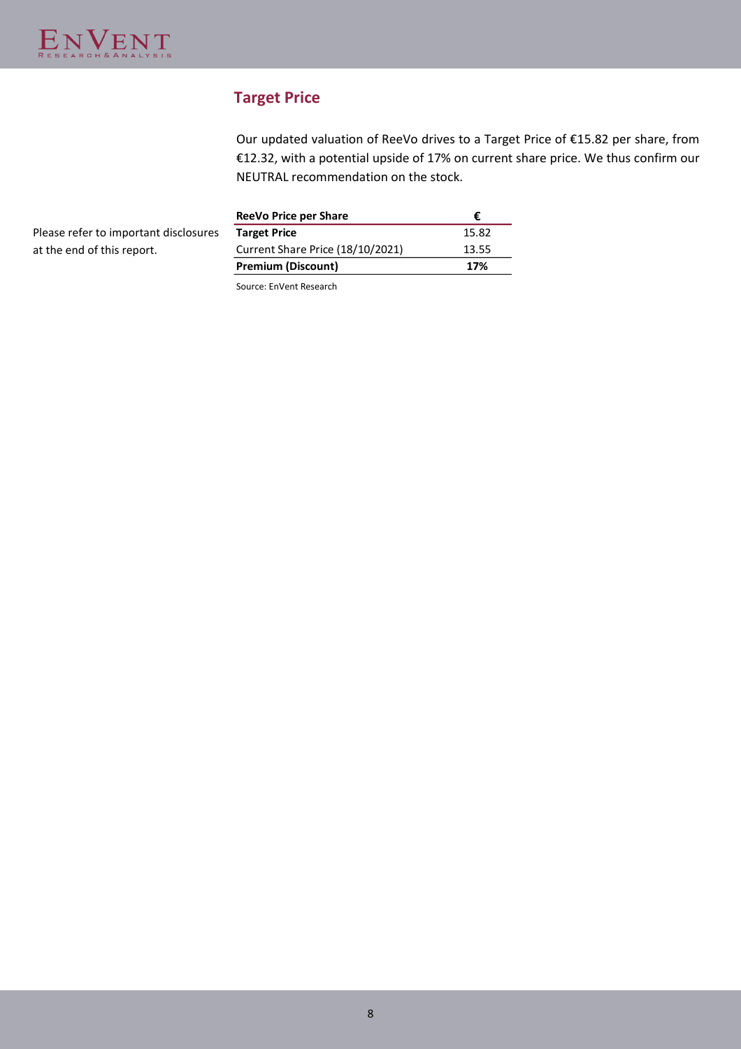## Target Price

Our updated valuation of ReeVo drives to a Target Price of €15.82 per share, from €12.32, with a potential upside of 17% on current share price. We thus confirm our NEUTRAL recommendation on the stock.

Please refer to important disclosures at the end of this report.

| ReeVo Price per Share | € |
|---|---|
| **Target Price** | 15.82 |
| Current Share Price (18/10/2021) | 13.55 |
| **Premium (Discount)** | **17%** |

Source: EnVent Research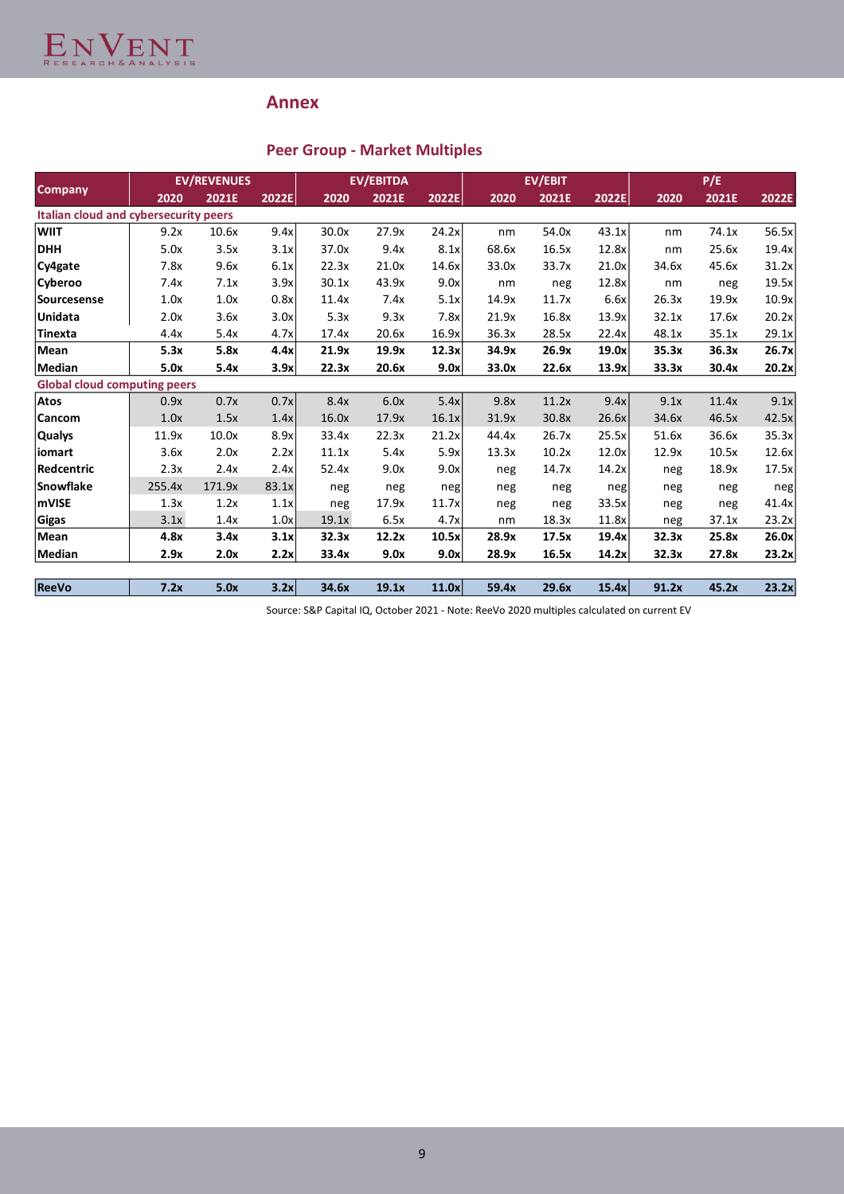## Annex

### Peer Group - Market Multiples

| Company | EV/REVENUES | | | EV/EBITDA | | | EV/EBIT | | | P/E | | |
|---|---|---|---|---|---|---|---|---|---|---|---|---|
| | 2020 | 2021E | 2022E | 2020 | 2021E | 2022E | 2020 | 2021E | 2022E | 2020 | 2021E | 2022E |
| **Italian cloud and cybersecurity peers** | | | | | | | | | | | | |
| **WIIT** | 9.2x | 10.6x | 9.4x | 30.0x | 27.9x | 24.2x | nm | 54.0x | 43.1x | nm | 74.1x | 56.5x |
| **DHH** | 5.0x | 3.5x | 3.1x | 37.0x | 9.4x | 8.1x | 68.6x | 16.5x | 12.8x | nm | 25.6x | 19.4x |
| **Cy4gate** | 7.8x | 9.6x | 6.1x | 22.3x | 21.0x | 14.6x | 33.0x | 33.7x | 21.0x | 34.6x | 45.6x | 31.2x |
| **Cyberoo** | 7.4x | 7.1x | 3.9x | 30.1x | 43.9x | 9.0x | nm | neg | 12.8x | nm | neg | 19.5x |
| **Sourcesense** | 1.0x | 1.0x | 0.8x | 11.4x | 7.4x | 5.1x | 14.9x | 11.7x | 6.6x | 26.3x | 19.9x | 10.9x |
| **Unidata** | 2.0x | 3.6x | 3.0x | 5.3x | 9.3x | 7.8x | 21.9x | 16.8x | 13.9x | 32.1x | 17.6x | 20.2x |
| **Tinexta** | 4.4x | 5.4x | 4.7x | 17.4x | 20.6x | 16.9x | 36.3x | 28.5x | 22.4x | 48.1x | 35.1x | 29.1x |
| **Mean** | **5.3x** | **5.8x** | **4.4x** | **21.9x** | **19.9x** | **12.3x** | **34.9x** | **26.9x** | **19.0x** | **35.3x** | **36.3x** | **26.7x** |
| **Median** | **5.0x** | **5.4x** | **3.9x** | **22.3x** | **20.6x** | **9.0x** | **33.0x** | **22.6x** | **13.9x** | **33.3x** | **30.4x** | **20.2x** |
| **Global cloud computing peers** | | | | | | | | | | | | |
| **Atos** | 0.9x | 0.7x | 0.7x | 8.4x | 6.0x | 5.4x | 9.8x | 11.2x | 9.4x | 9.1x | 11.4x | 9.1x |
| **Cancom** | 1.0x | 1.5x | 1.4x | 16.0x | 17.9x | 16.1x | 31.9x | 30.8x | 26.6x | 34.6x | 46.5x | 42.5x |
| **Qualys** | 11.9x | 10.0x | 8.9x | 33.4x | 22.3x | 21.2x | 44.4x | 26.7x | 25.5x | 51.6x | 36.6x | 35.3x |
| **iomart** | 3.6x | 2.0x | 2.2x | 11.1x | 5.4x | 5.9x | 13.3x | 10.2x | 12.0x | 12.9x | 10.5x | 12.6x |
| **Redcentric** | 2.3x | 2.4x | 2.4x | 52.4x | 9.0x | 9.0x | neg | 14.7x | 14.2x | neg | 18.9x | 17.5x |
| **Snowflake** | 255.4x | 171.9x | 83.1x | neg | neg | neg | neg | neg | neg | neg | neg | neg |
| **mVISE** | 1.3x | 1.2x | 1.1x | neg | 17.9x | 11.7x | neg | neg | 33.5x | neg | neg | 41.4x |
| **Gigas** | 3.1x | 1.4x | 1.0x | 19.1x | 6.5x | 4.7x | nm | 18.3x | 11.8x | neg | 37.1x | 23.2x |
| **Mean** | **4.8x** | **3.4x** | **3.1x** | **32.3x** | **12.2x** | **10.5x** | **28.9x** | **17.5x** | **19.4x** | **32.3x** | **25.8x** | **26.0x** |
| **Median** | **2.9x** | **2.0x** | **2.2x** | **33.4x** | **9.0x** | **9.0x** | **28.9x** | **16.5x** | **14.2x** | **32.3x** | **27.8x** | **23.2x** |
| **ReeVo** | **7.2x** | **5.0x** | **3.2x** | **34.6x** | **19.1x** | **11.0x** | **59.4x** | **29.6x** | **15.4x** | **91.2x** | **45.2x** | **23.2x** |

Source: S&P Capital IQ, October 2021 - Note: ReeVo 2020 multiples calculated on current EV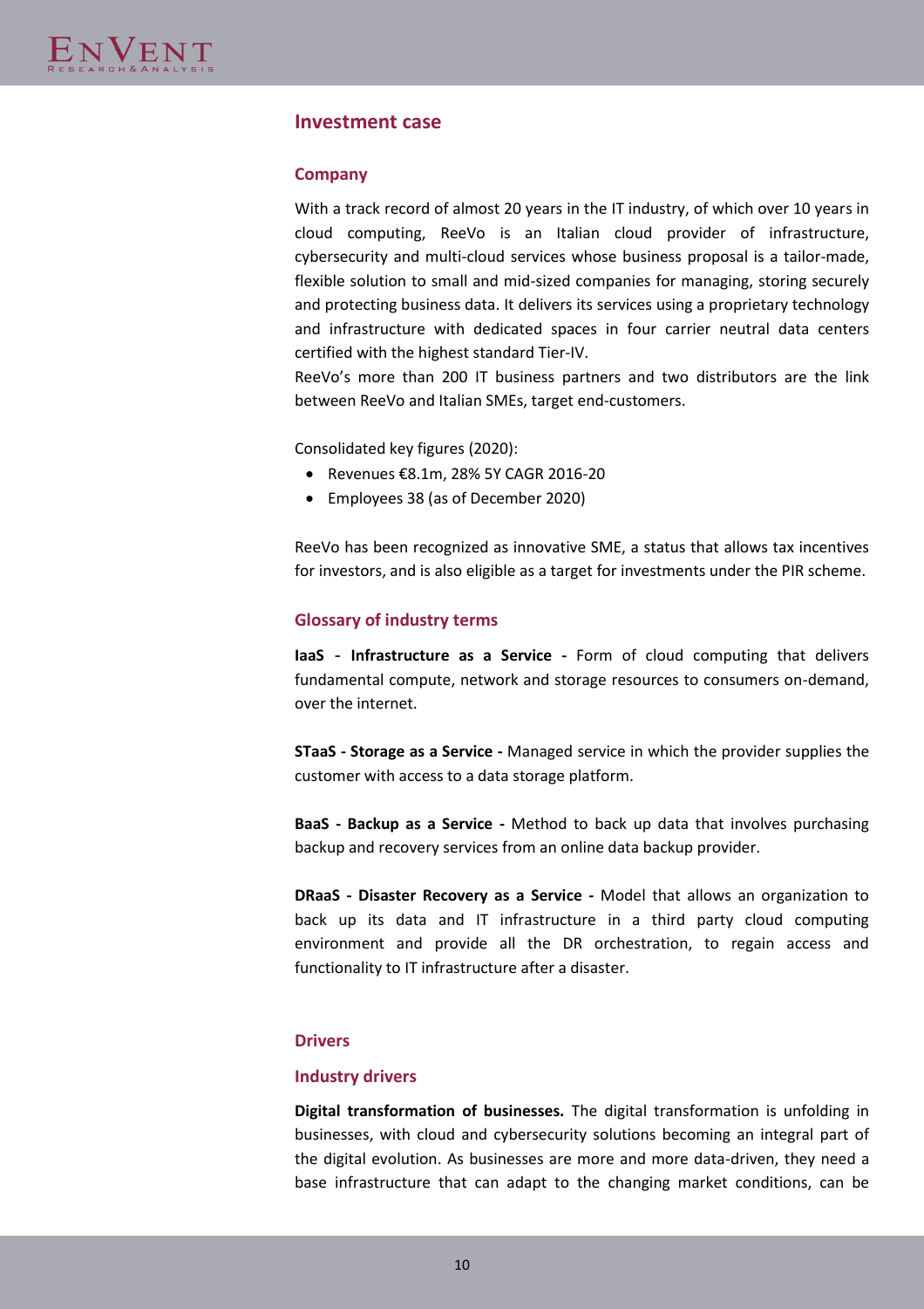## Investment case

### Company

With a track record of almost 20 years in the IT industry, of which over 10 years in cloud computing, ReeVo is an Italian cloud provider of infrastructure, cybersecurity and multi-cloud services whose business proposal is a tailor-made, flexible solution to small and mid-sized companies for managing, storing securely and protecting business data. It delivers its services using a proprietary technology and infrastructure with dedicated spaces in four carrier neutral data centers certified with the highest standard Tier-IV.

ReeVo's more than 200 IT business partners and two distributors are the link between ReeVo and Italian SMEs, target end-customers.

Consolidated key figures (2020):

- Revenues €8.1m, 28% 5Y CAGR 2016-20
- Employees 38 (as of December 2020)

ReeVo has been recognized as innovative SME, a status that allows tax incentives for investors, and is also eligible as a target for investments under the PIR scheme.

### Glossary of industry terms

**IaaS** - **Infrastructure as a Service -** Form of cloud computing that delivers fundamental compute, network and storage resources to consumers on-demand, over the internet.

**STaaS - Storage as a Service -** Managed service in which the provider supplies the customer with access to a data storage platform.

**BaaS - Backup as a Service -** Method to back up data that involves purchasing backup and recovery services from an online data backup provider.

**DRaaS - Disaster Recovery as a Service -** Model that allows an organization to back up its data and IT infrastructure in a third party cloud computing environment and provide all the DR orchestration, to regain access and functionality to IT infrastructure after a disaster.

### Drivers

### Industry drivers

**Digital transformation of businesses.** The digital transformation is unfolding in businesses, with cloud and cybersecurity solutions becoming an integral part of the digital evolution. As businesses are more and more data-driven, they need a base infrastructure that can adapt to the changing market conditions, can be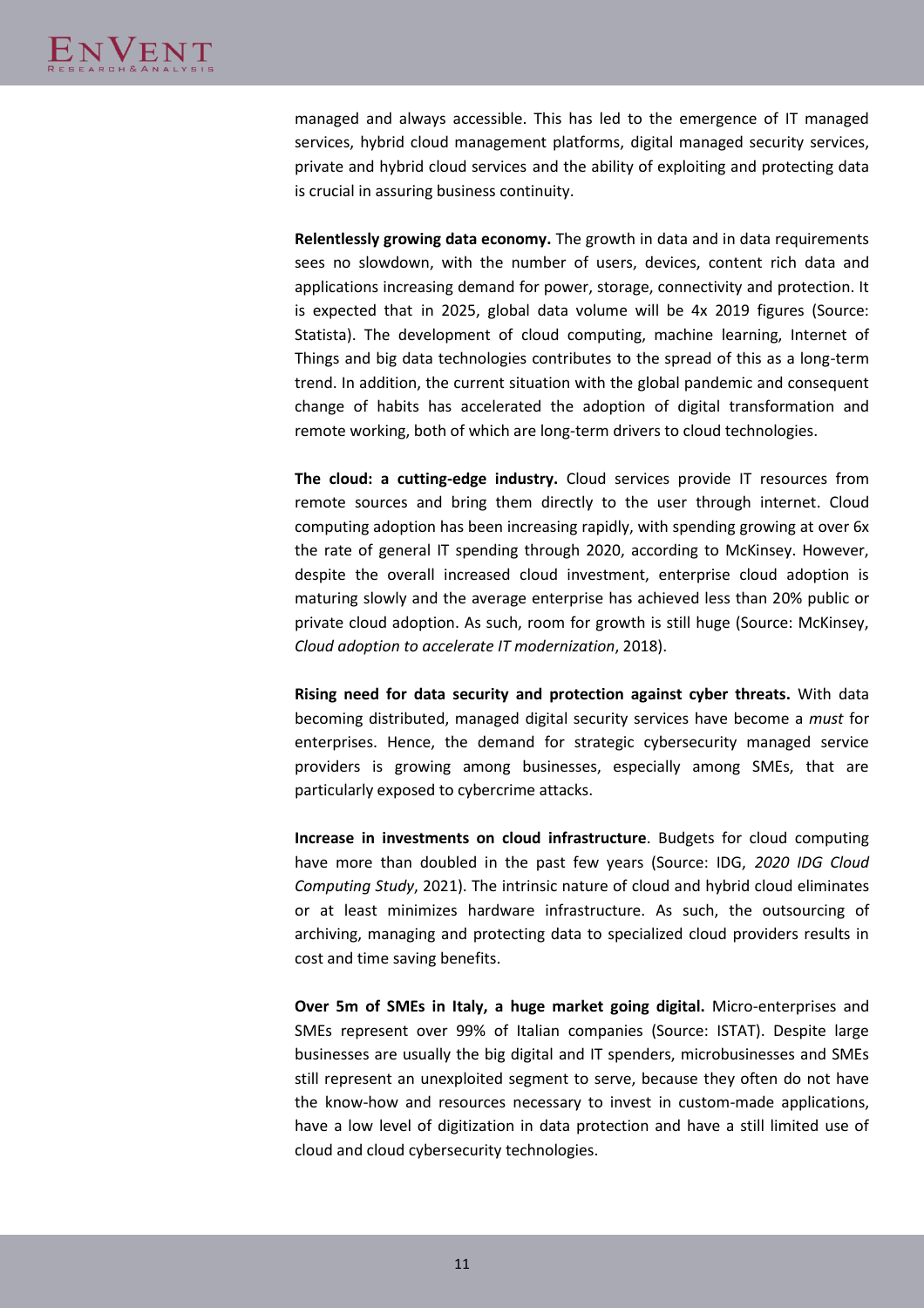managed and always accessible. This has led to the emergence of IT managed services, hybrid cloud management platforms, digital managed security services, private and hybrid cloud services and the ability of exploiting and protecting data is crucial in assuring business continuity.

**Relentlessly growing data economy.** The growth in data and in data requirements sees no slowdown, with the number of users, devices, content rich data and applications increasing demand for power, storage, connectivity and protection. It is expected that in 2025, global data volume will be 4x 2019 figures (Source: Statista). The development of cloud computing, machine learning, Internet of Things and big data technologies contributes to the spread of this as a long-term trend. In addition, the current situation with the global pandemic and consequent change of habits has accelerated the adoption of digital transformation and remote working, both of which are long-term drivers to cloud technologies.

**The cloud: a cutting-edge industry.** Cloud services provide IT resources from remote sources and bring them directly to the user through internet. Cloud computing adoption has been increasing rapidly, with spending growing at over 6x the rate of general IT spending through 2020, according to McKinsey. However, despite the overall increased cloud investment, enterprise cloud adoption is maturing slowly and the average enterprise has achieved less than 20% public or private cloud adoption. As such, room for growth is still huge (Source: McKinsey, *Cloud adoption to accelerate IT modernization*, 2018).

**Rising need for data security and protection against cyber threats.** With data becoming distributed, managed digital security services have become a *must* for enterprises. Hence, the demand for strategic cybersecurity managed service providers is growing among businesses, especially among SMEs, that are particularly exposed to cybercrime attacks.

**Increase in investments on cloud infrastructure**. Budgets for cloud computing have more than doubled in the past few years (Source: IDG, *2020 IDG Cloud Computing Study*, 2021). The intrinsic nature of cloud and hybrid cloud eliminates or at least minimizes hardware infrastructure. As such, the outsourcing of archiving, managing and protecting data to specialized cloud providers results in cost and time saving benefits.

**Over 5m of SMEs in Italy, a huge market going digital.** Micro-enterprises and SMEs represent over 99% of Italian companies (Source: ISTAT). Despite large businesses are usually the big digital and IT spenders, microbusinesses and SMEs still represent an unexploited segment to serve, because they often do not have the know-how and resources necessary to invest in custom-made applications, have a low level of digitization in data protection and have a still limited use of cloud and cloud cybersecurity technologies.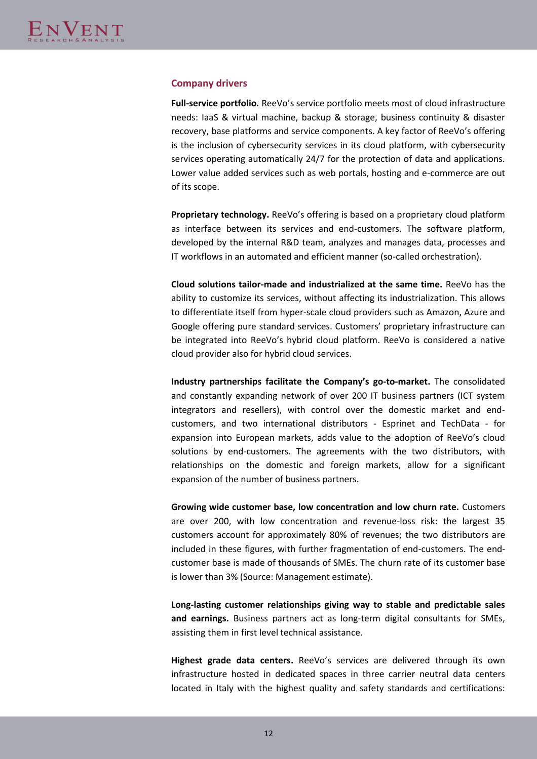## Company drivers

**Full-service portfolio.** ReeVo's service portfolio meets most of cloud infrastructure needs: IaaS & virtual machine, backup & storage, business continuity & disaster recovery, base platforms and service components. A key factor of ReeVo's offering is the inclusion of cybersecurity services in its cloud platform, with cybersecurity services operating automatically 24/7 for the protection of data and applications. Lower value added services such as web portals, hosting and e-commerce are out of its scope.

**Proprietary technology.** ReeVo's offering is based on a proprietary cloud platform as interface between its services and end-customers. The software platform, developed by the internal R&D team, analyzes and manages data, processes and IT workflows in an automated and efficient manner (so-called orchestration).

**Cloud solutions tailor-made and industrialized at the same time.** ReeVo has the ability to customize its services, without affecting its industrialization. This allows to differentiate itself from hyper-scale cloud providers such as Amazon, Azure and Google offering pure standard services. Customers' proprietary infrastructure can be integrated into ReeVo's hybrid cloud platform. ReeVo is considered a native cloud provider also for hybrid cloud services.

**Industry partnerships facilitate the Company's go-to-market.** The consolidated and constantly expanding network of over 200 IT business partners (ICT system integrators and resellers), with control over the domestic market and end-customers, and two international distributors - Esprinet and TechData - for expansion into European markets, adds value to the adoption of ReeVo's cloud solutions by end-customers. The agreements with the two distributors, with relationships on the domestic and foreign markets, allow for a significant expansion of the number of business partners.

**Growing wide customer base, low concentration and low churn rate.** Customers are over 200, with low concentration and revenue-loss risk: the largest 35 customers account for approximately 80% of revenues; the two distributors are included in these figures, with further fragmentation of end-customers. The end-customer base is made of thousands of SMEs. The churn rate of its customer base is lower than 3% (Source: Management estimate).

**Long-lasting customer relationships giving way to stable and predictable sales and earnings.** Business partners act as long-term digital consultants for SMEs, assisting them in first level technical assistance.

**Highest grade data centers.** ReeVo's services are delivered through its own infrastructure hosted in dedicated spaces in three carrier neutral data centers located in Italy with the highest quality and safety standards and certifications: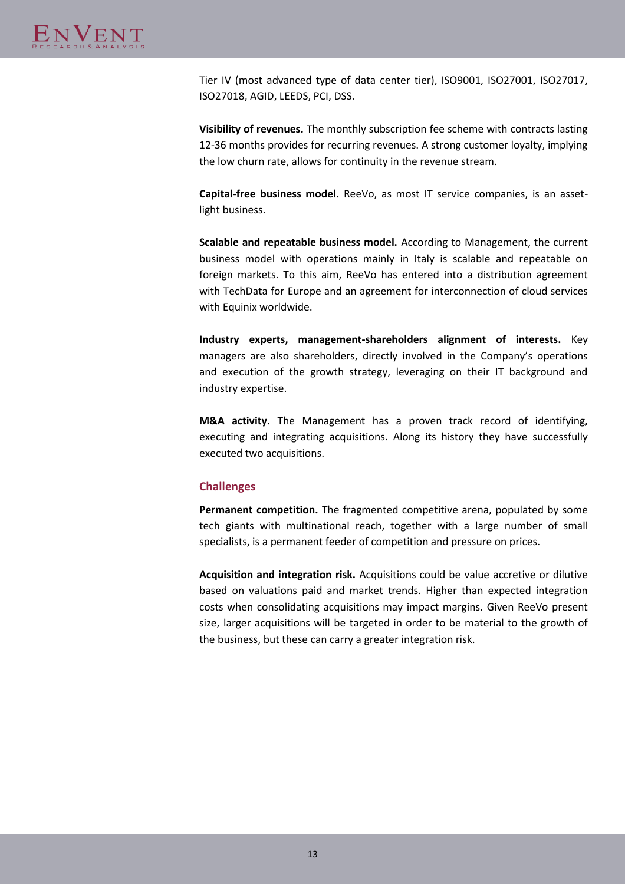Tier IV (most advanced type of data center tier), ISO9001, ISO27001, ISO27017, ISO27018, AGID, LEEDS, PCI, DSS.

**Visibility of revenues.** The monthly subscription fee scheme with contracts lasting 12-36 months provides for recurring revenues. A strong customer loyalty, implying the low churn rate, allows for continuity in the revenue stream.

**Capital-free business model.** ReeVo, as most IT service companies, is an asset-light business.

**Scalable and repeatable business model.** According to Management, the current business model with operations mainly in Italy is scalable and repeatable on foreign markets. To this aim, ReeVo has entered into a distribution agreement with TechData for Europe and an agreement for interconnection of cloud services with Equinix worldwide.

**Industry experts, management-shareholders alignment of interests.** Key managers are also shareholders, directly involved in the Company's operations and execution of the growth strategy, leveraging on their IT background and industry expertise.

**M&A activity.** The Management has a proven track record of identifying, executing and integrating acquisitions. Along its history they have successfully executed two acquisitions.

### Challenges

**Permanent competition.** The fragmented competitive arena, populated by some tech giants with multinational reach, together with a large number of small specialists, is a permanent feeder of competition and pressure on prices.

**Acquisition and integration risk.** Acquisitions could be value accretive or dilutive based on valuations paid and market trends. Higher than expected integration costs when consolidating acquisitions may impact margins. Given ReeVo present size, larger acquisitions will be targeted in order to be material to the growth of the business, but these can carry a greater integration risk.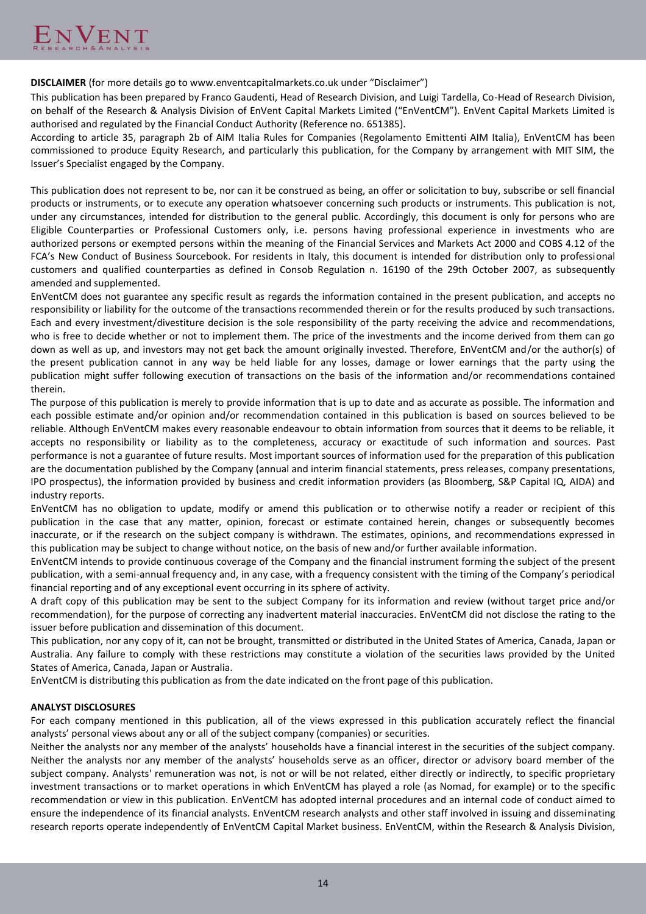**DISCLAIMER** (for more details go to www.enventcapitalmarkets.co.uk under "Disclaimer")

This publication has been prepared by Franco Gaudenti, Head of Research Division, and Luigi Tardella, Co-Head of Research Division, on behalf of the Research & Analysis Division of EnVent Capital Markets Limited ("EnVentCM"). EnVent Capital Markets Limited is authorised and regulated by the Financial Conduct Authority (Reference no. 651385).

According to article 35, paragraph 2b of AIM Italia Rules for Companies (Regolamento Emittenti AIM Italia), EnVentCM has been commissioned to produce Equity Research, and particularly this publication, for the Company by arrangement with MIT SIM, the Issuer's Specialist engaged by the Company.

This publication does not represent to be, nor can it be construed as being, an offer or solicitation to buy, subscribe or sell financial products or instruments, or to execute any operation whatsoever concerning such products or instruments. This publication is not, under any circumstances, intended for distribution to the general public. Accordingly, this document is only for persons who are Eligible Counterparties or Professional Customers only, i.e. persons having professional experience in investments who are authorized persons or exempted persons within the meaning of the Financial Services and Markets Act 2000 and COBS 4.12 of the FCA's New Conduct of Business Sourcebook. For residents in Italy, this document is intended for distribution only to professional customers and qualified counterparties as defined in Consob Regulation n. 16190 of the 29th October 2007, as subsequently amended and supplemented.

EnVentCM does not guarantee any specific result as regards the information contained in the present publication, and accepts no responsibility or liability for the outcome of the transactions recommended therein or for the results produced by such transactions. Each and every investment/divestiture decision is the sole responsibility of the party receiving the advice and recommendations, who is free to decide whether or not to implement them. The price of the investments and the income derived from them can go down as well as up, and investors may not get back the amount originally invested. Therefore, EnVentCM and/or the author(s) of the present publication cannot in any way be held liable for any losses, damage or lower earnings that the party using the publication might suffer following execution of transactions on the basis of the information and/or recommendations contained therein.

The purpose of this publication is merely to provide information that is up to date and as accurate as possible. The information and each possible estimate and/or opinion and/or recommendation contained in this publication is based on sources believed to be reliable. Although EnVentCM makes every reasonable endeavour to obtain information from sources that it deems to be reliable, it accepts no responsibility or liability as to the completeness, accuracy or exactitude of such information and sources. Past performance is not a guarantee of future results. Most important sources of information used for the preparation of this publication are the documentation published by the Company (annual and interim financial statements, press releases, company presentations, IPO prospectus), the information provided by business and credit information providers (as Bloomberg, S&P Capital IQ, AIDA) and industry reports.

EnVentCM has no obligation to update, modify or amend this publication or to otherwise notify a reader or recipient of this publication in the case that any matter, opinion, forecast or estimate contained herein, changes or subsequently becomes inaccurate, or if the research on the subject company is withdrawn. The estimates, opinions, and recommendations expressed in this publication may be subject to change without notice, on the basis of new and/or further available information.

EnVentCM intends to provide continuous coverage of the Company and the financial instrument forming the subject of the present publication, with a semi-annual frequency and, in any case, with a frequency consistent with the timing of the Company's periodical financial reporting and of any exceptional event occurring in its sphere of activity.

A draft copy of this publication may be sent to the subject Company for its information and review (without target price and/or recommendation), for the purpose of correcting any inadvertent material inaccuracies. EnVentCM did not disclose the rating to the issuer before publication and dissemination of this document.

This publication, nor any copy of it, can not be brought, transmitted or distributed in the United States of America, Canada, Japan or Australia. Any failure to comply with these restrictions may constitute a violation of the securities laws provided by the United States of America, Canada, Japan or Australia.

EnVentCM is distributing this publication as from the date indicated on the front page of this publication.

**ANALYST DISCLOSURES**

For each company mentioned in this publication, all of the views expressed in this publication accurately reflect the financial analysts' personal views about any or all of the subject company (companies) or securities.

Neither the analysts nor any member of the analysts' households have a financial interest in the securities of the subject company. Neither the analysts nor any member of the analysts' households serve as an officer, director or advisory board member of the subject company. Analysts' remuneration was not, is not or will be not related, either directly or indirectly, to specific proprietary investment transactions or to market operations in which EnVentCM has played a role (as Nomad, for example) or to the specific recommendation or view in this publication. EnVentCM has adopted internal procedures and an internal code of conduct aimed to ensure the independence of its financial analysts. EnVentCM research analysts and other staff involved in issuing and disseminating research reports operate independently of EnVentCM Capital Market business. EnVentCM, within the Research & Analysis Division,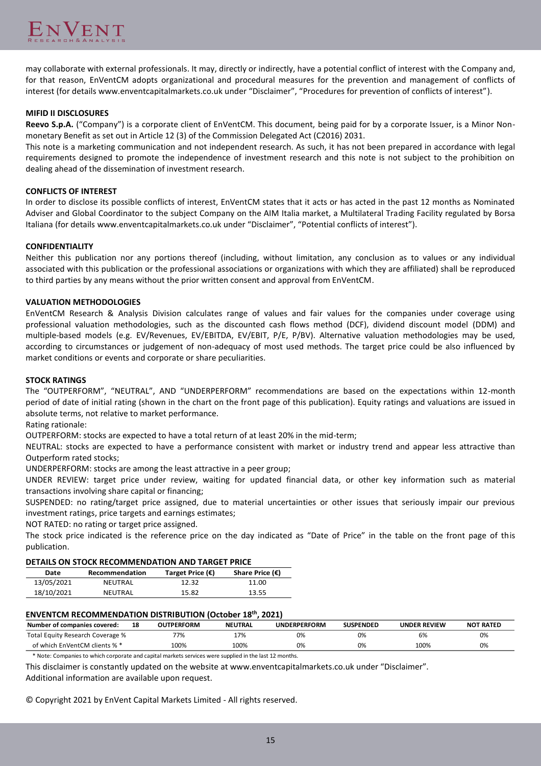may collaborate with external professionals. It may, directly or indirectly, have a potential conflict of interest with the Company and, for that reason, EnVentCM adopts organizational and procedural measures for the prevention and management of conflicts of interest (for details www.enventcapitalmarkets.co.uk under "Disclaimer", "Procedures for prevention of conflicts of interest").

**MIFID II DISCLOSURES**

**Reevo S.p.A.** ("Company") is a corporate client of EnVentCM. This document, being paid for by a corporate Issuer, is a Minor Non-monetary Benefit as set out in Article 12 (3) of the Commission Delegated Act (C2016) 2031.

This note is a marketing communication and not independent research. As such, it has not been prepared in accordance with legal requirements designed to promote the independence of investment research and this note is not subject to the prohibition on dealing ahead of the dissemination of investment research.

**CONFLICTS OF INTEREST**

In order to disclose its possible conflicts of interest, EnVentCM states that it acts or has acted in the past 12 months as Nominated Adviser and Global Coordinator to the subject Company on the AIM Italia market, a Multilateral Trading Facility regulated by Borsa Italiana (for details www.enventcapitalmarkets.co.uk under "Disclaimer", "Potential conflicts of interest").

**CONFIDENTIALITY**

Neither this publication nor any portions thereof (including, without limitation, any conclusion as to values or any individual associated with this publication or the professional associations or organizations with which they are affiliated) shall be reproduced to third parties by any means without the prior written consent and approval from EnVentCM.

**VALUATION METHODOLOGIES**

EnVentCM Research & Analysis Division calculates range of values and fair values for the companies under coverage using professional valuation methodologies, such as the discounted cash flows method (DCF), dividend discount model (DDM) and multiple-based models (e.g. EV/Revenues, EV/EBITDA, EV/EBIT, P/E, P/BV). Alternative valuation methodologies may be used, according to circumstances or judgement of non-adequacy of most used methods. The target price could be also influenced by market conditions or events and corporate or share peculiarities.

**STOCK RATINGS**

The "OUTPERFORM", "NEUTRAL", AND "UNDERPERFORM" recommendations are based on the expectations within 12-month period of date of initial rating (shown in the chart on the front page of this publication). Equity ratings and valuations are issued in absolute terms, not relative to market performance.

Rating rationale:

OUTPERFORM: stocks are expected to have a total return of at least 20% in the mid-term;

NEUTRAL: stocks are expected to have a performance consistent with market or industry trend and appear less attractive than Outperform rated stocks;

UNDERPERFORM: stocks are among the least attractive in a peer group;

UNDER REVIEW: target price under review, waiting for updated financial data, or other key information such as material transactions involving share capital or financing;

SUSPENDED: no rating/target price assigned, due to material uncertainties or other issues that seriously impair our previous investment ratings, price targets and earnings estimates;

NOT RATED: no rating or target price assigned.

The stock price indicated is the reference price on the day indicated as "Date of Price" in the table on the front page of this publication.

**DETAILS ON STOCK RECOMMENDATION AND TARGET PRICE**

| Date | Recommendation | Target Price (€) | Share Price (€) |
|---|---|---|---|
| 13/05/2021 | NEUTRAL | 12.32 | 11.00 |
| 18/10/2021 | NEUTRAL | 15.82 | 13.55 |

**ENVENTCM RECOMMENDATION DISTRIBUTION (October 18th, 2021)**

| Number of companies covered: 18 | OUTPERFORM | NEUTRAL | UNDERPERFORM | SUSPENDED | UNDER REVIEW | NOT RATED |
|---|---|---|---|---|---|---|
| Total Equity Research Coverage % | 77% | 17% | 0% | 0% | 6% | 0% |
| of which EnVentCM clients % * | 100% | 100% | 0% | 0% | 100% | 0% |

\* Note: Companies to which corporate and capital markets services were supplied in the last 12 months.

This disclaimer is constantly updated on the website at www.enventcapitalmarkets.co.uk under "Disclaimer".

Additional information are available upon request.

© Copyright 2021 by EnVent Capital Markets Limited - All rights reserved.